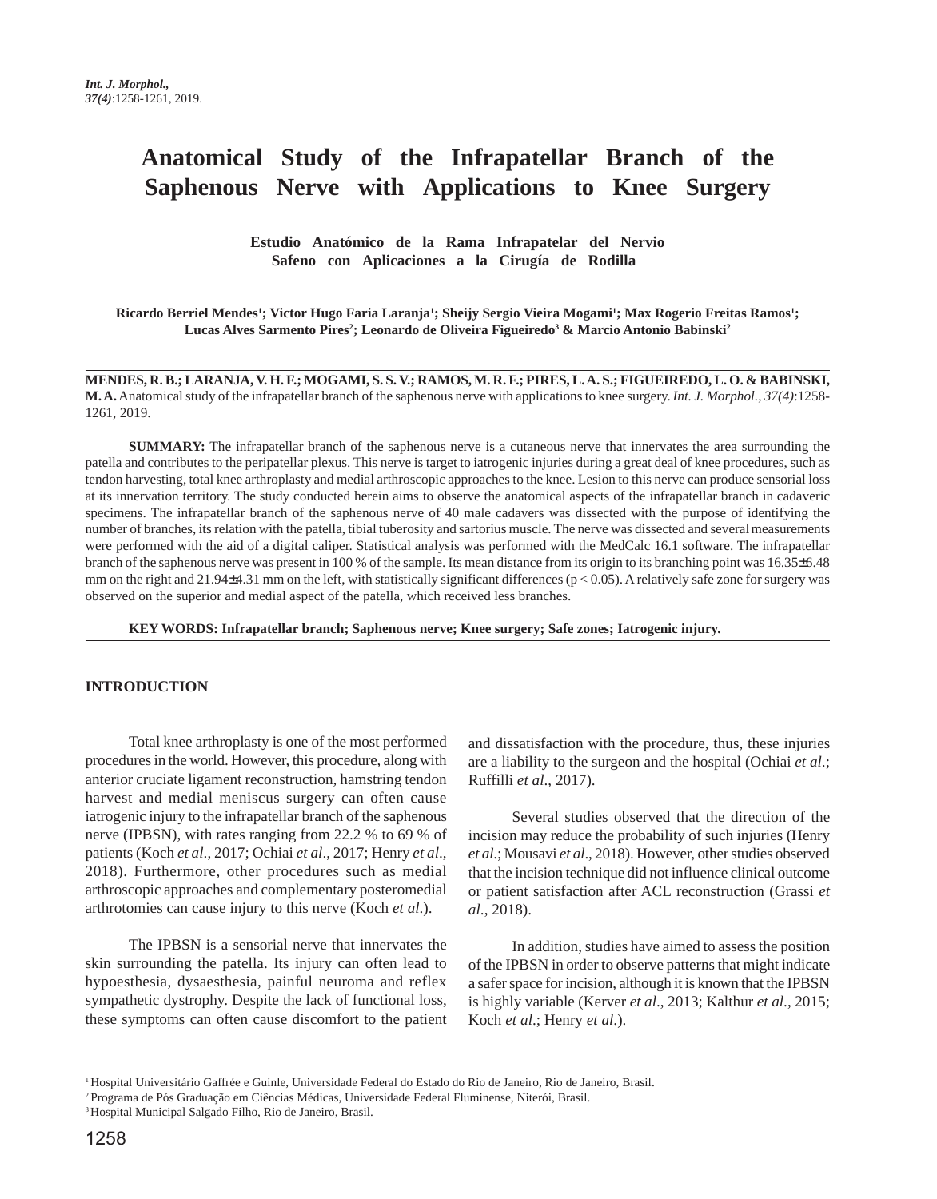# Anatomical Study of the Infrapatellar Branch of the Saphenous Nerve with Applications to Knee Surgery

## Estudio Anatómico de la Rama Infrapatelar del Nervio Safeno con Aplicaciones a la Cirugía de Rodilla

**Ricardo Berriel Mendes[1]; Victor Hugo Faria Laranja[1]; Sheijy Sergio Vieira Mogami[1]; Max Rogerio Freitas Ramos[1]; Lucas Alves Sarmento Pires[2]; Leonardo de Oliveira Figueiredo[3] & Marcio Antonio Babinski[2]**

**MENDES, R. B.; LARANJA, V. H. F.; MOGAMI, S. S. V.; RAMOS, M. R. F.; PIRES, L. A. S.; FIGUEIREDO, L. O. & BABINSKI, M. A.** Anatomical study of the infrapatellar branch of the saphenous nerve with applications to knee surgery. *Int. J. Morphol., 37(4)*:1258-1261, 2019.

**SUMMARY:** The infrapatellar branch of the saphenous nerve is a cutaneous nerve that innervates the area surrounding the patella and contributes to the peripatellar plexus. This nerve is target to iatrogenic injuries during a great deal of knee procedures, such as tendon harvesting, total knee arthroplasty and medial arthroscopic approaches to the knee. Lesion to this nerve can produce sensorial loss at its innervation territory. The study conducted herein aims to observe the anatomical aspects of the infrapatellar branch in cadaveric specimens. The infrapatellar branch of the saphenous nerve of 40 male cadavers was dissected with the purpose of identifying the number of branches, its relation with the patella, tibial tuberosity and sartorius muscle. The nerve was dissected and several measurements were performed with the aid of a digital caliper. Statistical analysis was performed with the MedCalc 16.1 software. The infrapatellar branch of the saphenous nerve was present in 100 % of the sample. Its mean distance from its origin to its branching point was 16.35±6.48 mm on the right and 21.94±4.31 mm on the left, with statistically significant differences ($p < 0.05$). A relatively safe zone for surgery was observed on the superior and medial aspect of the patella, which received less branches.

**KEY WORDS: Infrapatellar branch; Saphenous nerve; Knee surgery; Safe zones; Iatrogenic injury.**

## INTRODUCTION

Total knee arthroplasty is one of the most performed procedures in the world. However, this procedure, along with anterior cruciate ligament reconstruction, hamstring tendon harvest and medial meniscus surgery can often cause iatrogenic injury to the infrapatellar branch of the saphenous nerve (IPBSN), with rates ranging from 22.2 % to 69 % of patients (Koch *et al*., 2017; Ochiai *et al*., 2017; Henry *et al*., 2018). Furthermore, other procedures such as medial arthroscopic approaches and complementary posteromedial arthrotomies can cause injury to this nerve (Koch *et al*.).

The IPBSN is a sensorial nerve that innervates the skin surrounding the patella. Its injury can often lead to hypoesthesia, dysaesthesia, painful neuroma and reflex sympathetic dystrophy. Despite the lack of functional loss, these symptoms can often cause discomfort to the patient and dissatisfaction with the procedure, thus, these injuries are a liability to the surgeon and the hospital (Ochiai *et al*.; Ruffilli *et al*., 2017).

Several studies observed that the direction of the incision may reduce the probability of such injuries (Henry *et al*.; Mousavi *et al*., 2018). However, other studies observed that the incision technique did not influence clinical outcome or patient satisfaction after ACL reconstruction (Grassi *et al*., 2018).

In addition, studies have aimed to assess the position of the IPBSN in order to observe patterns that might indicate a safer space for incision, although it is known that the IPBSN is highly variable (Kerver *et al*., 2013; Kalthur *et al*., 2015; Koch *et al*.; Henry *et al*.).

[1] Hospital Universitário Gaffrée e Guinle, Universidade Federal do Estado do Rio de Janeiro, Rio de Janeiro, Brasil.
[2] Programa de Pós Graduação em Ciências Médicas, Universidade Federal Fluminense, Niterói, Brasil.
[3] Hospital Municipal Salgado Filho, Rio de Janeiro, Brasil.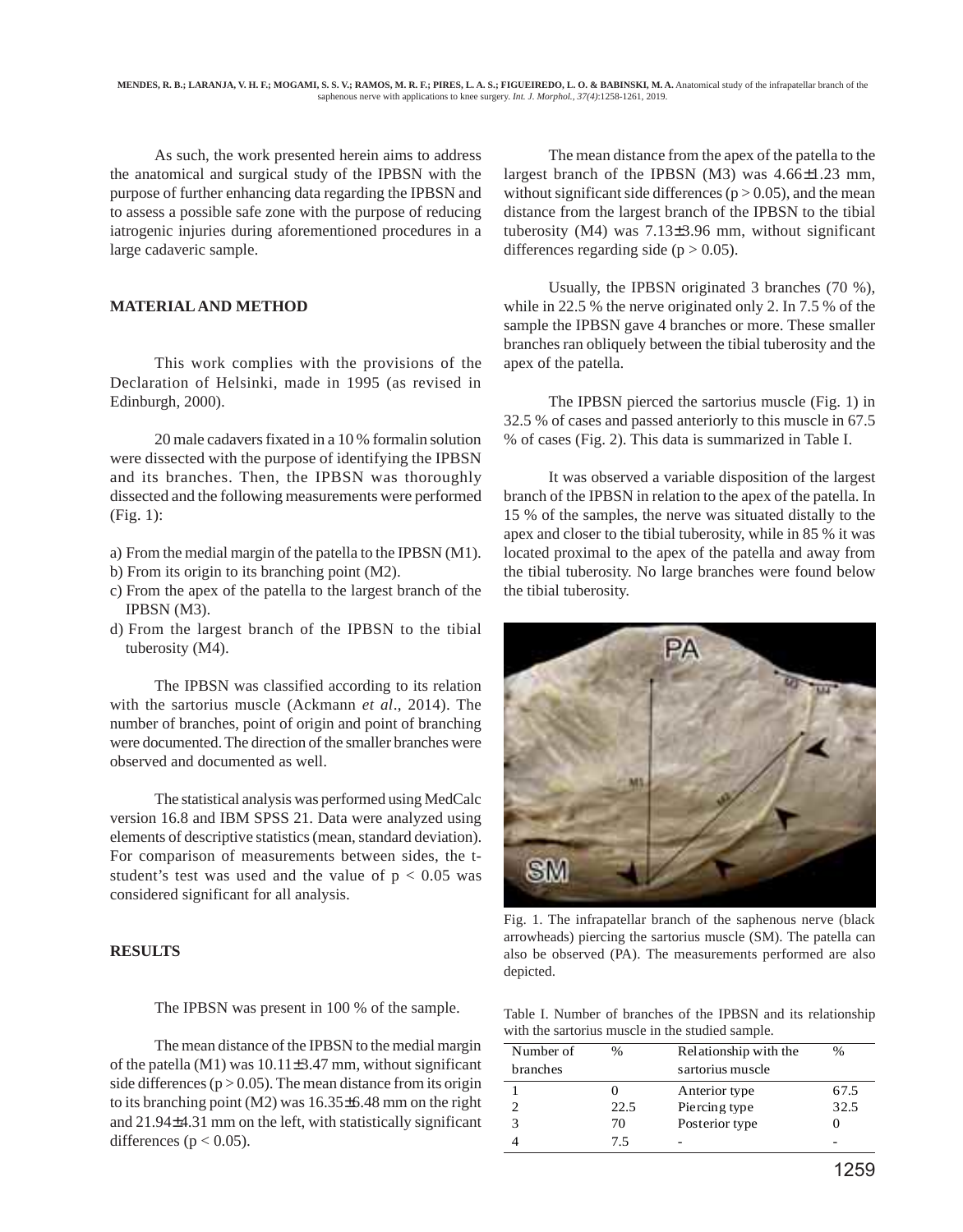As such, the work presented herein aims to address the anatomical and surgical study of the IPBSN with the purpose of further enhancing data regarding the IPBSN and to assess a possible safe zone with the purpose of reducing iatrogenic injuries during aforementioned procedures in a large cadaveric sample.

## MATERIAL AND METHOD

This work complies with the provisions of the Declaration of Helsinki, made in 1995 (as revised in Edinburgh, 2000).

20 male cadavers fixated in a 10 % formalin solution were dissected with the purpose of identifying the IPBSN and its branches. Then, the IPBSN was thoroughly dissected and the following measurements were performed (Fig. 1):

a) From the medial margin of the patella to the IPBSN (M1).
b) From its origin to its branching point (M2).
c) From the apex of the patella to the largest branch of the IPBSN (M3).
d) From the largest branch of the IPBSN to the tibial tuberosity (M4).

The IPBSN was classified according to its relation with the sartorius muscle (Ackmann *et al*., 2014). The number of branches, point of origin and point of branching were documented. The direction of the smaller branches were observed and documented as well.

The statistical analysis was performed using MedCalc version 16.8 and IBM SPSS 21. Data were analyzed using elements of descriptive statistics (mean, standard deviation). For comparison of measurements between sides, the t-student's test was used and the value of $p < 0.05$ was considered significant for all analysis.

## RESULTS

The IPBSN was present in 100 % of the sample.

The mean distance of the IPBSN to the medial margin of the patella (M1) was 10.11±3.47 mm, without significant side differences ($p > 0.05$). The mean distance from its origin to its branching point (M2) was 16.35±6.48 mm on the right and 21.94±4.31 mm on the left, with statistically significant differences ($p < 0.05$).

The mean distance from the apex of the patella to the largest branch of the IPBSN (M3) was 4.66±1.23 mm, without significant side differences ($p > 0.05$), and the mean distance from the largest branch of the IPBSN to the tibial tuberosity (M4) was 7.13±3.96 mm, without significant differences regarding side ($p > 0.05$).

Usually, the IPBSN originated 3 branches (70 %), while in 22.5 % the nerve originated only 2. In 7.5 % of the sample the IPBSN gave 4 branches or more. These smaller branches ran obliquely between the tibial tuberosity and the apex of the patella.

The IPBSN pierced the sartorius muscle (Fig. 1) in 32.5 % of cases and passed anteriorly to this muscle in 67.5 % of cases (Fig. 2). This data is summarized in Table I.

It was observed a variable disposition of the largest branch of the IPBSN in relation to the apex of the patella. In 15 % of the samples, the nerve was situated distally to the apex and closer to the tibial tuberosity, while in 85 % it was located proximal to the apex of the patella and away from the tibial tuberosity. No large branches were found below the tibial tuberosity.

Fig. 1. The infrapatellar branch of the saphenous nerve (black arrowheads) piercing the sartorius muscle (SM). The patella can also be observed (PA). The measurements performed are also depicted.

Table I. Number of branches of the IPBSN and its relationship with the sartorius muscle in the studied sample.

| Number of branches | % | Relationship with the sartorius muscle | % |
|---|---|---|---|
| 1 | 0 | Anterior type | 67.5 |
| 2 | 22.5 | Piercing type | 32.5 |
| 3 | 70 | Posterior type | 0 |
| 4 | 7.5 | - | - |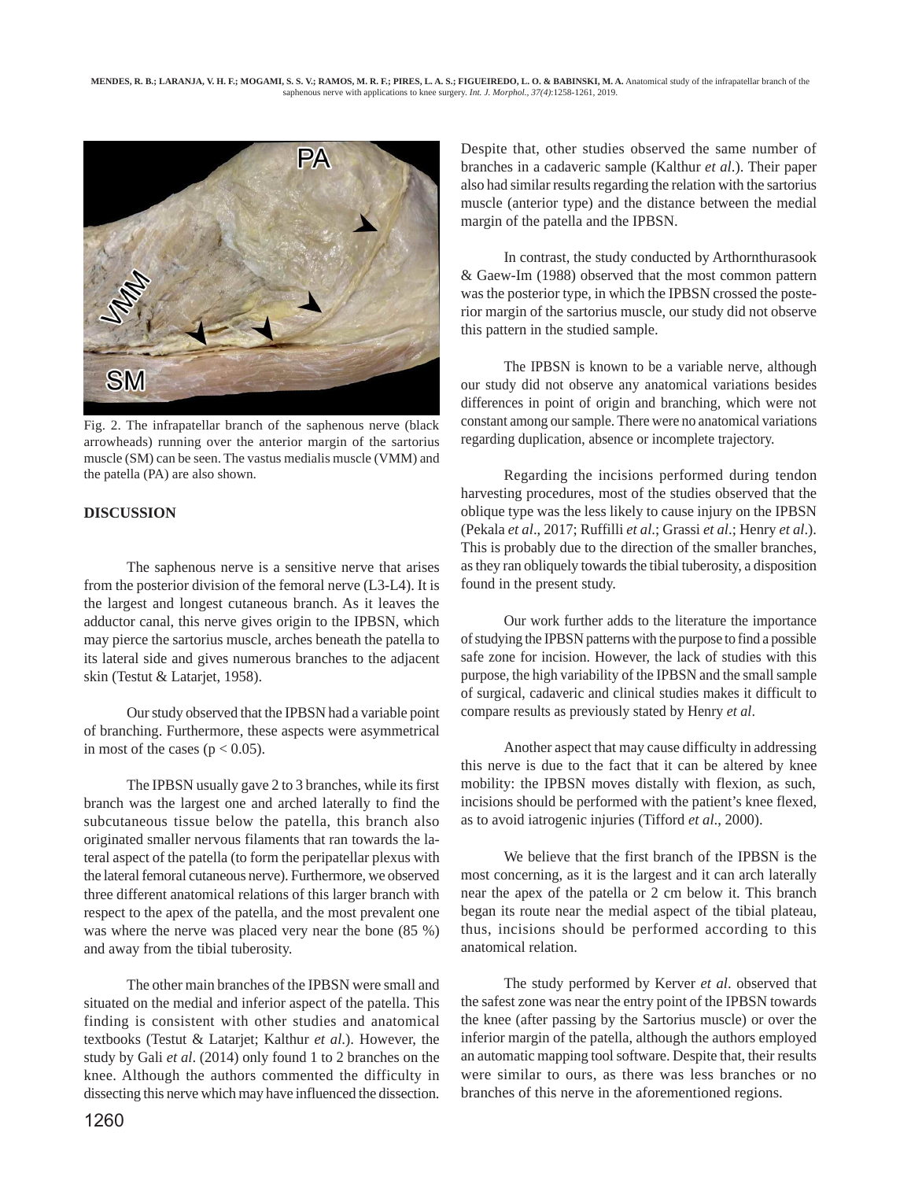Fig. 2. The infrapatellar branch of the saphenous nerve (black arrowheads) running over the anterior margin of the sartorius muscle (SM) can be seen. The vastus medialis muscle (VMM) and the patella (PA) are also shown.

## DISCUSSION

The saphenous nerve is a sensitive nerve that arises from the posterior division of the femoral nerve (L3-L4). It is the largest and longest cutaneous branch. As it leaves the adductor canal, this nerve gives origin to the IPBSN, which may pierce the sartorius muscle, arches beneath the patella to its lateral side and gives numerous branches to the adjacent skin (Testut & Latarjet, 1958).

Our study observed that the IPBSN had a variable point of branching. Furthermore, these aspects were asymmetrical in most of the cases ($p < 0.05$).

The IPBSN usually gave 2 to 3 branches, while its first branch was the largest one and arched laterally to find the subcutaneous tissue below the patella, this branch also originated smaller nervous filaments that ran towards the lateral aspect of the patella (to form the peripatellar plexus with the lateral femoral cutaneous nerve). Furthermore, we observed three different anatomical relations of this larger branch with respect to the apex of the patella, and the most prevalent one was where the nerve was placed very near the bone (85 %) and away from the tibial tuberosity.

The other main branches of the IPBSN were small and situated on the medial and inferior aspect of the patella. This finding is consistent with other studies and anatomical textbooks (Testut & Latarjet; Kalthur *et al*.). However, the study by Gali *et al*. (2014) only found 1 to 2 branches on the knee. Although the authors commented the difficulty in dissecting this nerve which may have influenced the dissection. Despite that, other studies observed the same number of branches in a cadaveric sample (Kalthur *et al*.). Their paper also had similar results regarding the relation with the sartorius muscle (anterior type) and the distance between the medial margin of the patella and the IPBSN.

In contrast, the study conducted by Arthornthurasook & Gaew-Im (1988) observed that the most common pattern was the posterior type, in which the IPBSN crossed the posterior margin of the sartorius muscle, our study did not observe this pattern in the studied sample.

The IPBSN is known to be a variable nerve, although our study did not observe any anatomical variations besides differences in point of origin and branching, which were not constant among our sample. There were no anatomical variations regarding duplication, absence or incomplete trajectory.

Regarding the incisions performed during tendon harvesting procedures, most of the studies observed that the oblique type was the less likely to cause injury on the IPBSN (Pekala *et al*., 2017; Ruffilli *et al*.; Grassi *et al*.; Henry *et al*.). This is probably due to the direction of the smaller branches, as they ran obliquely towards the tibial tuberosity, a disposition found in the present study.

Our work further adds to the literature the importance of studying the IPBSN patterns with the purpose to find a possible safe zone for incision. However, the lack of studies with this purpose, the high variability of the IPBSN and the small sample of surgical, cadaveric and clinical studies makes it difficult to compare results as previously stated by Henry *et al*.

Another aspect that may cause difficulty in addressing this nerve is due to the fact that it can be altered by knee mobility: the IPBSN moves distally with flexion, as such, incisions should be performed with the patient's knee flexed, as to avoid iatrogenic injuries (Tifford *et al*., 2000).

We believe that the first branch of the IPBSN is the most concerning, as it is the largest and it can arch laterally near the apex of the patella or 2 cm below it. This branch began its route near the medial aspect of the tibial plateau, thus, incisions should be performed according to this anatomical relation.

The study performed by Kerver *et al*. observed that the safest zone was near the entry point of the IPBSN towards the knee (after passing by the Sartorius muscle) or over the inferior margin of the patella, although the authors employed an automatic mapping tool software. Despite that, their results were similar to ours, as there was less branches or no branches of this nerve in the aforementioned regions.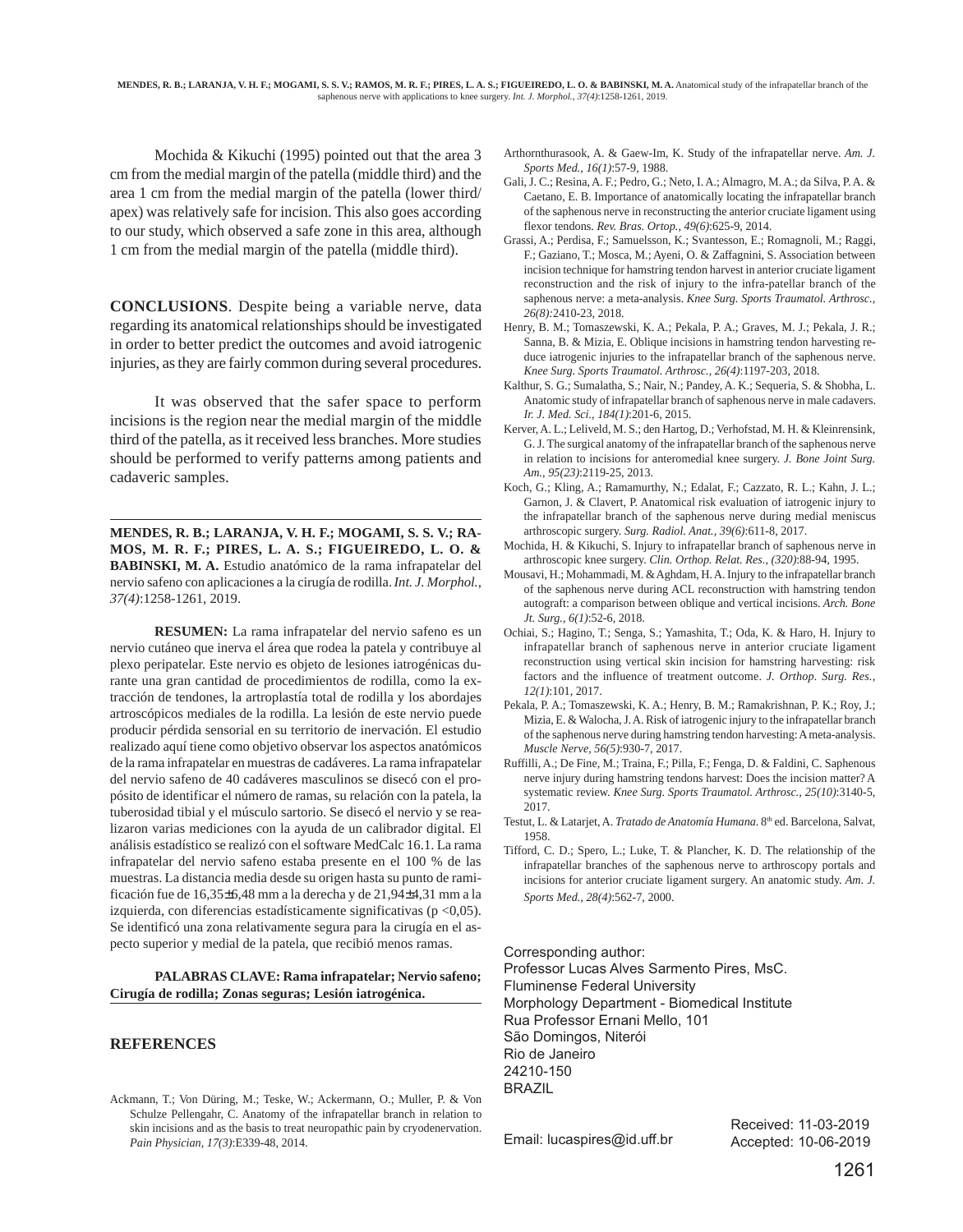Mochida & Kikuchi (1995) pointed out that the area 3 cm from the medial margin of the patella (middle third) and the area 1 cm from the medial margin of the patella (lower third/ apex) was relatively safe for incision. This also goes according to our study, which observed a safe zone in this area, although 1 cm from the medial margin of the patella (middle third).

**CONCLUSIONS**. Despite being a variable nerve, data regarding its anatomical relationships should be investigated in order to better predict the outcomes and avoid iatrogenic injuries, as they are fairly common during several procedures.

It was observed that the safer space to perform incisions is the region near the medial margin of the middle third of the patella, as it received less branches. More studies should be performed to verify patterns among patients and cadaveric samples.

---

**MENDES, R. B.; LARANJA, V. H. F.; MOGAMI, S. S. V.; RAMOS, M. R. F.; PIRES, L. A. S.; FIGUEIREDO, L. O. & BABINSKI, M. A.** Estudio anatómico de la rama infrapatelar del nervio safeno con aplicaciones a la cirugía de rodilla. *Int. J. Morphol., 37(4)*:1258-1261, 2019.

**RESUMEN:** La rama infrapatelar del nervio safeno es un nervio cutáneo que inerva el área que rodea la patela y contribuye al plexo peripatelar. Este nervio es objeto de lesiones iatrogénicas durante una gran cantidad de procedimientos de rodilla, como la extracción de tendones, la artroplastía total de rodilla y los abordajes artroscópicos mediales de la rodilla. La lesión de este nervio puede producir pérdida sensorial en su territorio de inervación. El estudio realizado aquí tiene como objetivo observar los aspectos anatómicos de la rama infrapatelar en muestras de cadáveres. La rama infrapatelar del nervio safeno de 40 cadáveres masculinos se disecó con el propósito de identificar el número de ramas, su relación con la patela, la tuberosidad tibial y el músculo sartorio. Se disecó el nervio y se realizaron varias mediciones con la ayuda de un calibrador digital. El análisis estadístico se realizó con el software MedCalc 16.1. La rama infrapatelar del nervio safeno estaba presente en el 100 % de las muestras. La distancia media desde su origen hasta su punto de ramificación fue de 16,35±6,48 mm a la derecha y de 21,94±4,31 mm a la izquierda, con diferencias estadísticamente significativas ($p < 0{,}05$). Se identificó una zona relativamente segura para la cirugía en el aspecto superior y medial de la patela, que recibió menos ramas.

**PALABRAS CLAVE: Rama infrapatelar; Nervio safeno; Cirugía de rodilla; Zonas seguras; Lesión iatrogénica.**

---

## REFERENCES

Ackmann, T.; Von Düring, M.; Teske, W.; Ackermann, O.; Muller, P. & Von Schulze Pellengahr, C. Anatomy of the infrapatellar branch in relation to skin incisions and as the basis to treat neuropathic pain by cryodenervation. *Pain Physician, 17(3)*:E339-48, 2014.

Arthornthurasook, A. & Gaew-Im, K. Study of the infrapatellar nerve. *Am. J. Sports Med., 16(1)*:57-9, 1988.

Gali, J. C.; Resina, A. F.; Pedro, G.; Neto, I. A.; Almagro, M. A.; da Silva, P. A. & Caetano, E. B. Importance of anatomically locating the infrapatellar branch of the saphenous nerve in reconstructing the anterior cruciate ligament using flexor tendons. *Rev. Bras. Ortop., 49(6)*:625-9, 2014.

Grassi, A.; Perdisa, F.; Samuelsson, K.; Svantesson, E.; Romagnoli, M.; Raggi, F.; Gaziano, T.; Mosca, M.; Ayeni, O. & Zaffagnini, S. Association between incision technique for hamstring tendon harvest in anterior cruciate ligament reconstruction and the risk of injury to the infra-patellar branch of the saphenous nerve: a meta-analysis. *Knee Surg. Sports Traumatol. Arthrosc., 26(8)*:2410-23, 2018.

Henry, B. M.; Tomaszewski, K. A.; Pekala, P. A.; Graves, M. J.; Pekala, J. R.; Sanna, B. & Mizia, E. Oblique incisions in hamstring tendon harvesting reduce iatrogenic injuries to the infrapatellar branch of the saphenous nerve. *Knee Surg. Sports Traumatol. Arthrosc., 26(4)*:1197-203, 2018.

Kalthur, S. G.; Sumalatha, S.; Nair, N.; Pandey, A. K.; Sequeria, S. & Shobha, L. Anatomic study of infrapatellar branch of saphenous nerve in male cadavers. *Ir. J. Med. Sci., 184(1)*:201-6, 2015.

Kerver, A. L.; Leliveld, M. S.; den Hartog, D.; Verhofstad, M. H. & Kleinrensink, G. J. The surgical anatomy of the infrapatellar branch of the saphenous nerve in relation to incisions for anteromedial knee surgery. *J. Bone Joint Surg. Am., 95(23)*:2119-25, 2013.

Koch, G.; Kling, A.; Ramamurthy, N.; Edalat, F.; Cazzato, R. L.; Kahn, J. L.; Garnon, J. & Clavert, P. Anatomical risk evaluation of iatrogenic injury to the infrapatellar branch of the saphenous nerve during medial meniscus arthroscopic surgery. *Surg. Radiol. Anat., 39(6)*:611-8, 2017.

Mochida, H. & Kikuchi, S. Injury to infrapatellar branch of saphenous nerve in arthroscopic knee surgery. *Clin. Orthop. Relat. Res., (320)*:88-94, 1995.

Mousavi, H.; Mohammadi, M. & Aghdam, H. A. Injury to the infrapatellar branch of the saphenous nerve during ACL reconstruction with hamstring tendon autograft: a comparison between oblique and vertical incisions. *Arch. Bone Jt. Surg., 6(1)*:52-6, 2018.

Ochiai, S.; Hagino, T.; Senga, S.; Yamashita, T.; Oda, K. & Haro, H. Injury to infrapatellar branch of saphenous nerve in anterior cruciate ligament reconstruction using vertical skin incision for hamstring harvesting: risk factors and the influence of treatment outcome. *J. Orthop. Surg. Res., 12(1)*:101, 2017.

Pekala, P. A.; Tomaszewski, K. A.; Henry, B. M.; Ramakrishnan, P. K.; Roy, J.; Mizia, E. & Walocha, J. A. Risk of iatrogenic injury to the infrapatellar branch of the saphenous nerve during hamstring tendon harvesting: A meta-analysis. *Muscle Nerve, 56(5)*:930-7, 2017.

Ruffilli, A.; De Fine, M.; Traina, F.; Pilla, F.; Fenga, D. & Faldini, C. Saphenous nerve injury during hamstring tendons harvest: Does the incision matter? A systematic review. *Knee Surg. Sports Traumatol. Arthrosc., 25(10)*:3140-5, 2017.

Testut, L. & Latarjet, A. *Tratado de Anatomía Humana*. 8th ed. Barcelona, Salvat, 1958.

Tifford, C. D.; Spero, L.; Luke, T. & Plancher, K. D. The relationship of the infrapatellar branches of the saphenous nerve to arthroscopy portals and incisions for anterior cruciate ligament surgery. An anatomic study. *Am. J. Sports Med., 28(4)*:562-7, 2000.

Corresponding author:
Professor Lucas Alves Sarmento Pires, MsC.
Fluminense Federal University
Morphology Department - Biomedical Institute
Rua Professor Ernani Mello, 101
São Domingos, Niterói
Rio de Janeiro
24210-150
BRAZIL

Email: lucaspires@id.uff.br

Received: 11-03-2019
Accepted: 10-06-2019